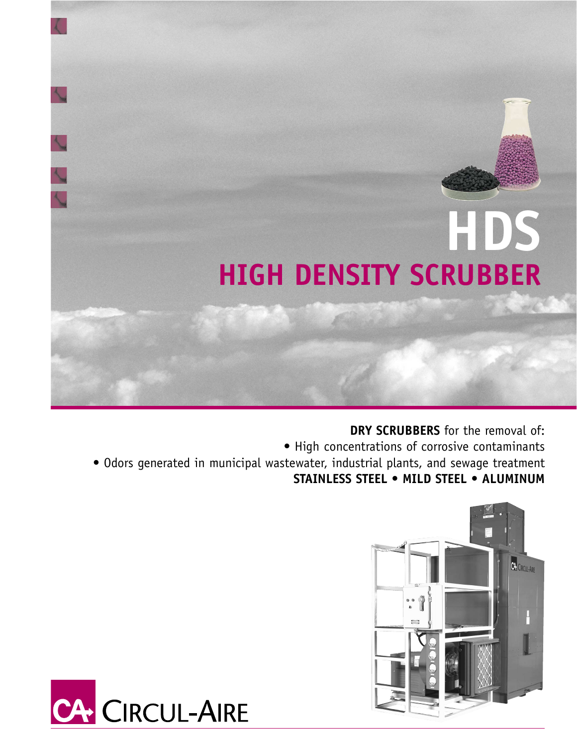# HDS

## HIGH DENSITY SCRUBBER

**DRY SCRUBBERS** for the removal of:

- High concentrations of corrosive contaminants
- Odors generated in municipal wastewater, industrial plants, and sewage treatment

**STAINLESS STEEL • MILD STEEL • ALUMINUM**

CIRCUL-AIRE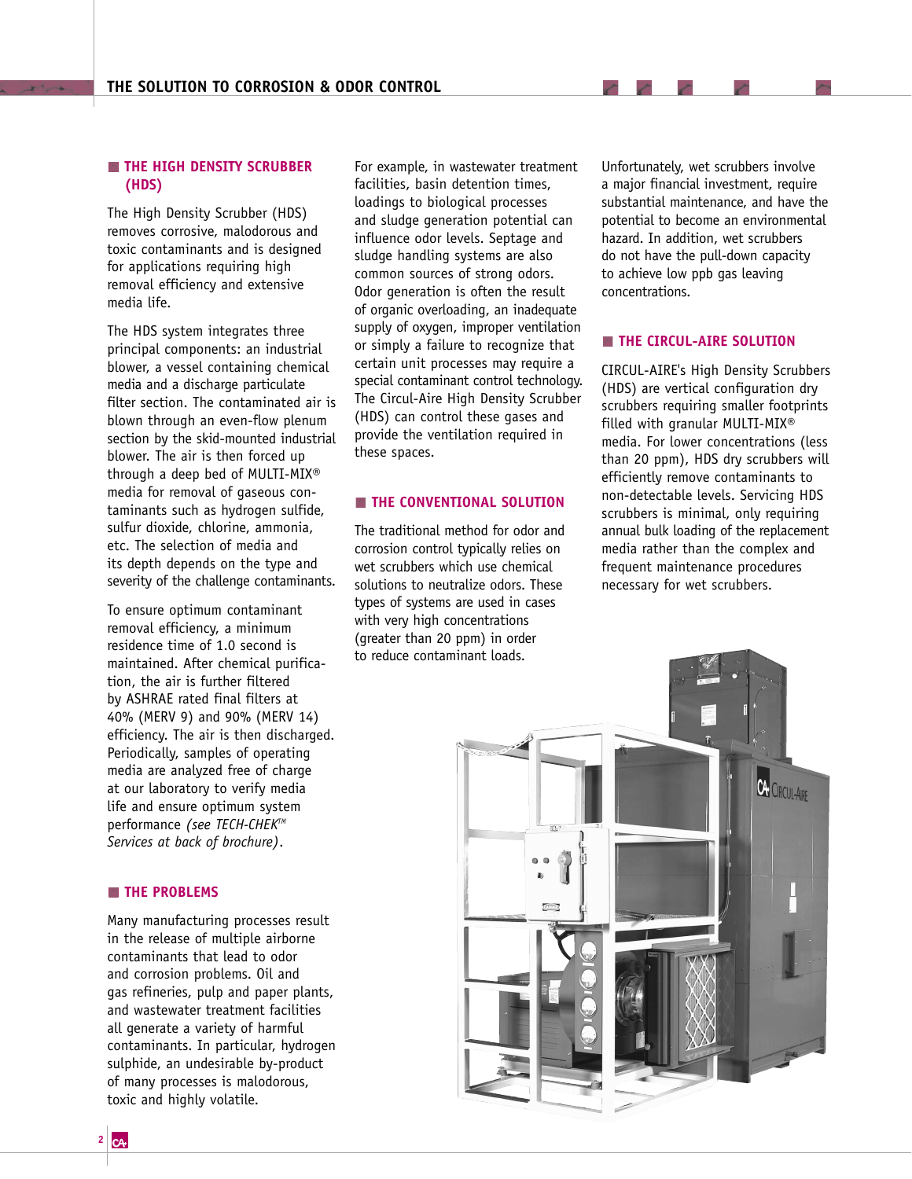## THE HIGH DENSITY SCRUBBER (HDS)

The High Density Scrubber (HDS) removes corrosive, malodorous and toxic contaminants and is designed for applications requiring high removal efficiency and extensive media life.

The HDS system integrates three principal components: an industrial blower, a vessel containing chemical media and a discharge particulate filter section. The contaminated air is blown through an even-flow plenum section by the skid-mounted industrial blower. The air is then forced up through a deep bed of MULTI-MIX® media for removal of gaseous contaminants such as hydrogen sulfide, sulfur dioxide, chlorine, ammonia, etc. The selection of media and its depth depends on the type and severity of the challenge contaminants.

To ensure optimum contaminant removal efficiency, a minimum residence time of 1.0 second is maintained. After chemical purification, the air is further filtered by ASHRAE rated final filters at 40% (MERV 9) and 90% (MERV 14) efficiency. The air is then discharged. Periodically, samples of operating media are analyzed free of charge at our laboratory to verify media life and ensure optimum system performance *(see TECH-CHEK™ Services at back of brochure)*.

## THE PROBLEMS

Many manufacturing processes result in the release of multiple airborne contaminants that lead to odor and corrosion problems. Oil and gas refineries, pulp and paper plants, and wastewater treatment facilities all generate a variety of harmful contaminants. In particular, hydrogen sulphide, an undesirable by-product of many processes is malodorous, toxic and highly volatile.

For example, in wastewater treatment facilities, basin detention times, loadings to biological processes and sludge generation potential can influence odor levels. Septage and sludge handling systems are also common sources of strong odors. Odor generation is often the result of organic overloading, an inadequate supply of oxygen, improper ventilation or simply a failure to recognize that certain unit processes may require a special contaminant control technology. The Circul-Aire High Density Scrubber (HDS) can control these gases and provide the ventilation required in these spaces.

## THE CONVENTIONAL SOLUTION

The traditional method for odor and corrosion control typically relies on wet scrubbers which use chemical solutions to neutralize odors. These types of systems are used in cases with very high concentrations (greater than 20 ppm) in order to reduce contaminant loads.

Unfortunately, wet scrubbers involve a major financial investment, require substantial maintenance, and have the potential to become an environmental hazard. In addition, wet scrubbers do not have the pull-down capacity to achieve low ppb gas leaving concentrations.

## THE CIRCUL-AIRE SOLUTION

CIRCUL-AIRE's High Density Scrubbers (HDS) are vertical configuration dry scrubbers requiring smaller footprints filled with granular MULTI-MIX® media. For lower concentrations (less than 20 ppm), HDS dry scrubbers will efficiently remove contaminants to non-detectable levels. Servicing HDS scrubbers is minimal, only requiring annual bulk loading of the replacement media rather than the complex and frequent maintenance procedures necessary for wet scrubbers.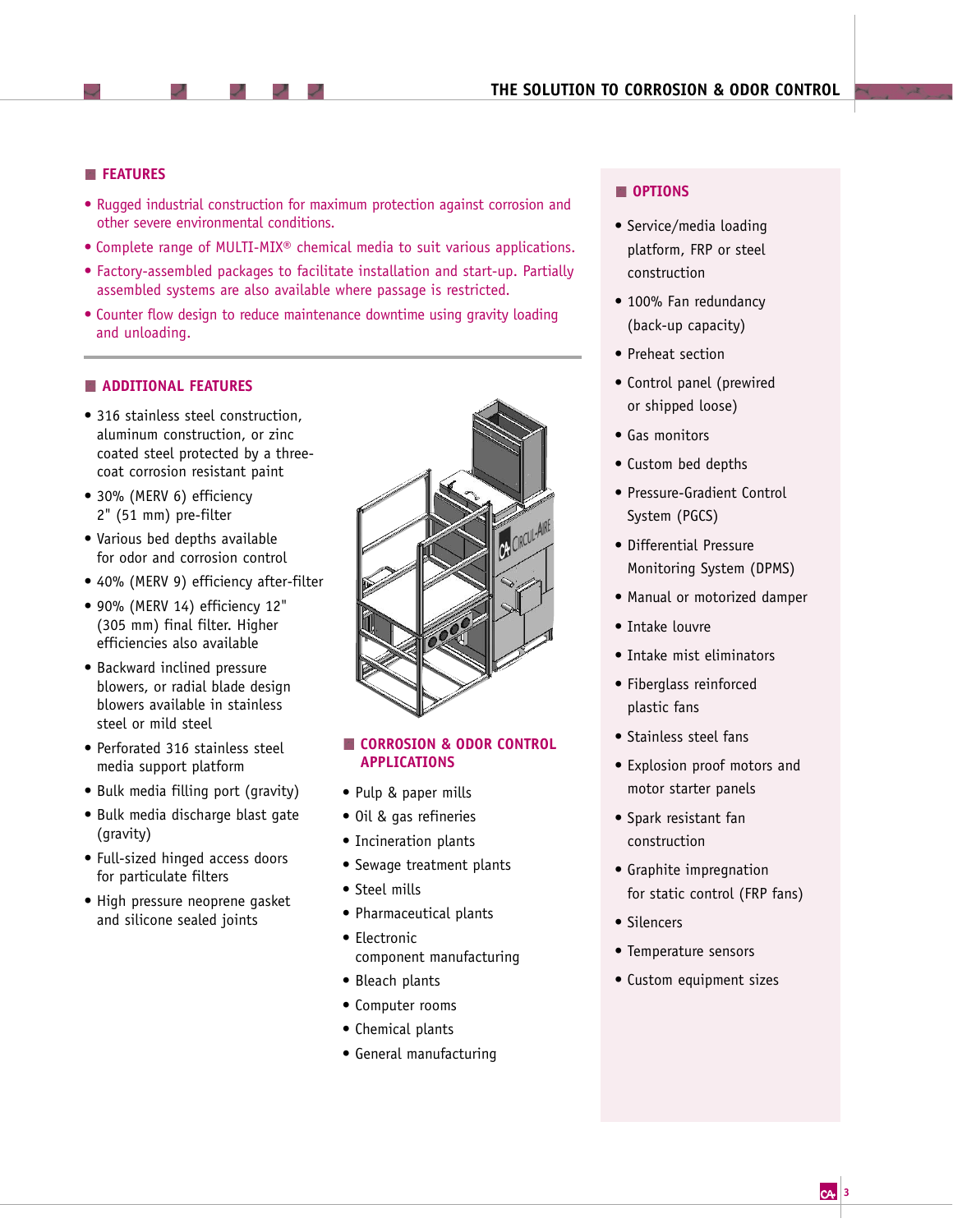## FEATURES

- Rugged industrial construction for maximum protection against corrosion and other severe environmental conditions.
- Complete range of MULTI-MIX® chemical media to suit various applications.
- Factory-assembled packages to facilitate installation and start-up. Partially assembled systems are also available where passage is restricted.
- Counter flow design to reduce maintenance downtime using gravity loading and unloading.

## ADDITIONAL FEATURES

- 316 stainless steel construction, aluminum construction, or zinc coated steel protected by a three-coat corrosion resistant paint
- 30% (MERV 6) efficiency 2" (51 mm) pre-filter
- Various bed depths available for odor and corrosion control
- 40% (MERV 9) efficiency after-filter
- 90% (MERV 14) efficiency 12" (305 mm) final filter. Higher efficiencies also available
- Backward inclined pressure blowers, or radial blade design blowers available in stainless steel or mild steel
- Perforated 316 stainless steel media support platform
- Bulk media filling port (gravity)
- Bulk media discharge blast gate (gravity)
- Full-sized hinged access doors for particulate filters
- High pressure neoprene gasket and silicone sealed joints

## CORROSION & ODOR CONTROL APPLICATIONS

- Pulp & paper mills
- Oil & gas refineries
- Incineration plants
- Sewage treatment plants
- Steel mills
- Pharmaceutical plants
- Electronic component manufacturing
- Bleach plants
- Computer rooms
- Chemical plants
- General manufacturing

## OPTIONS

- Service/media loading platform, FRP or steel construction
- 100% Fan redundancy (back-up capacity)
- Preheat section
- Control panel (prewired or shipped loose)
- Gas monitors
- Custom bed depths
- Pressure-Gradient Control System (PGCS)
- Differential Pressure Monitoring System (DPMS)
- Manual or motorized damper
- Intake louvre
- Intake mist eliminators
- Fiberglass reinforced plastic fans
- Stainless steel fans
- Explosion proof motors and motor starter panels
- Spark resistant fan construction
- Graphite impregnation for static control (FRP fans)
- Silencers
- Temperature sensors
- Custom equipment sizes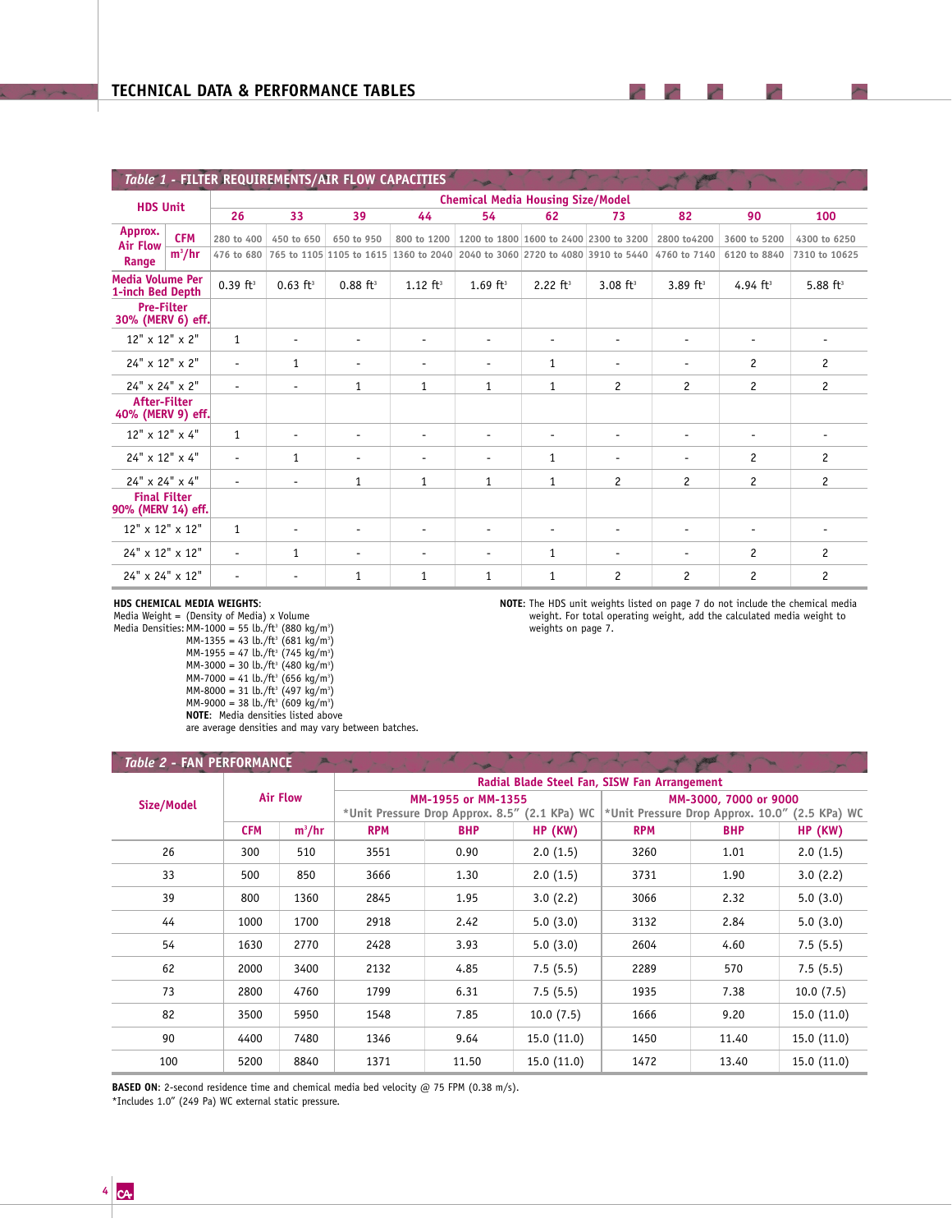## TECHNICAL DATA & PERFORMANCE TABLES

**Table 1 - FILTER REQUIREMENTS/AIR FLOW CAPACITIES**

| HDS Unit | | Chemical Media Housing Size/Model | | | | | | | | | |
|---|---|---|---|---|---|---|---|---|---|---|---|
| | | 26 | 33 | 39 | 44 | 54 | 62 | 73 | 82 | 90 | 100 |
| Approx. Air Flow Range | CFM | 280 to 400 | 450 to 650 | 650 to 950 | 800 to 1200 | 1200 to 1800 | 1600 to 2400 | 2300 to 3200 | 2800 to4200 | 3600 to 5200 | 4300 to 6250 |
| | $m^3/hr$ | 476 to 680 | 765 to 1105 | 1105 to 1615 | 1360 to 2040 | 2040 to 3060 | 2720 to 4080 | 3910 to 5440 | 4760 to 7140 | 6120 to 8840 | 7310 to 10625 |
| Media Volume Per 1-inch Bed Depth | | 0.39 $ft^3$ | 0.63 $ft^3$ | 0.88 $ft^3$ | 1.12 $ft^3$ | 1.69 $ft^3$ | 2.22 $ft^3$ | 3.08 $ft^3$ | 3.89 $ft^3$ | 4.94 $ft^3$ | 5.88 $ft^3$ |
| **Pre-Filter 30% (MERV 6) eff.** | | | | | | | | | | | |
| 12" x 12" x 2" | | 1 | - | - | - | - | - | - | - | - | - |
| 24" x 12" x 2" | | - | 1 | - | - | - | 1 | - | - | 2 | 2 |
| 24" x 24" x 2" | | - | - | 1 | 1 | 1 | 1 | 2 | 2 | 2 | 2 |
| **After-Filter 40% (MERV 9) eff.** | | | | | | | | | | | |
| 12" x 12" x 4" | | 1 | - | - | - | - | - | - | - | - | - |
| 24" x 12" x 4" | | - | 1 | - | - | - | 1 | - | - | 2 | 2 |
| 24" x 24" x 4" | | - | - | 1 | 1 | 1 | 1 | 2 | 2 | 2 | 2 |
| **Final Filter 90% (MERV 14) eff.** | | | | | | | | | | | |
| 12" x 12" x 12" | | 1 | - | - | - | - | - | - | - | - | - |
| 24" x 12" x 12" | | - | 1 | - | - | - | 1 | - | - | 2 | 2 |
| 24" x 24" x 12" | | - | - | 1 | 1 | 1 | 1 | 2 | 2 | 2 | 2 |

**HDS CHEMICAL MEDIA WEIGHTS**:
Media Weight = (Density of Media) x Volume
Media Densities:
- MM-1000 = 55 lb./$ft^3$ (880 kg/$m^3$)
- MM-1355 = 43 lb./$ft^3$ (681 kg/$m^3$)
- MM-1955 = 47 lb./$ft^3$ (745 kg/$m^3$)
- MM-3000 = 30 lb./$ft^3$ (480 kg/$m^3$)
- MM-7000 = 41 lb./$ft^3$ (656 kg/$m^3$)
- MM-8000 = 31 lb./$ft^3$ (497 kg/$m^3$)
- MM-9000 = 38 lb./$ft^3$ (609 kg/$m^3$)

**NOTE**: Media densities listed above are average densities and may vary between batches.

**NOTE**: The HDS unit weights listed on page 7 do not include the chemical media weight. For total operating weight, add the calculated media weight to weights on page 7.

**Table 2 - FAN PERFORMANCE**

| Size/Model | Air Flow | | Radial Blade Steel Fan, SISW Fan Arrangement | | | | | |
|---|---|---|---|---|---|---|---|---|
| | | | MM-1955 or MM-1355 *Unit Pressure Drop Approx. 8.5" (2.1 KPa) WC | | | MM-3000, 7000 or 9000 *Unit Pressure Drop Approx. 10.0" (2.5 KPa) WC | | |
| | CFM | $m^3/hr$ | RPM | BHP | HP (KW) | RPM | BHP | HP (KW) |
| 26 | 300 | 510 | 3551 | 0.90 | 2.0 (1.5) | 3260 | 1.01 | 2.0 (1.5) |
| 33 | 500 | 850 | 3666 | 1.30 | 2.0 (1.5) | 3731 | 1.90 | 3.0 (2.2) |
| 39 | 800 | 1360 | 2845 | 1.95 | 3.0 (2.2) | 3066 | 2.32 | 5.0 (3.0) |
| 44 | 1000 | 1700 | 2918 | 2.42 | 5.0 (3.0) | 3132 | 2.84 | 5.0 (3.0) |
| 54 | 1630 | 2770 | 2428 | 3.93 | 5.0 (3.0) | 2604 | 4.60 | 7.5 (5.5) |
| 62 | 2000 | 3400 | 2132 | 4.85 | 7.5 (5.5) | 2289 | 570 | 7.5 (5.5) |
| 73 | 2800 | 4760 | 1799 | 6.31 | 7.5 (5.5) | 1935 | 7.38 | 10.0 (7.5) |
| 82 | 3500 | 5950 | 1548 | 7.85 | 10.0 (7.5) | 1666 | 9.20 | 15.0 (11.0) |
| 90 | 4400 | 7480 | 1346 | 9.64 | 15.0 (11.0) | 1450 | 11.40 | 15.0 (11.0) |
| 100 | 5200 | 8840 | 1371 | 11.50 | 15.0 (11.0) | 1472 | 13.40 | 15.0 (11.0) |

**BASED ON**: 2-second residence time and chemical media bed velocity @ 75 FPM (0.38 m/s).
*Includes 1.0" (249 Pa) WC external static pressure.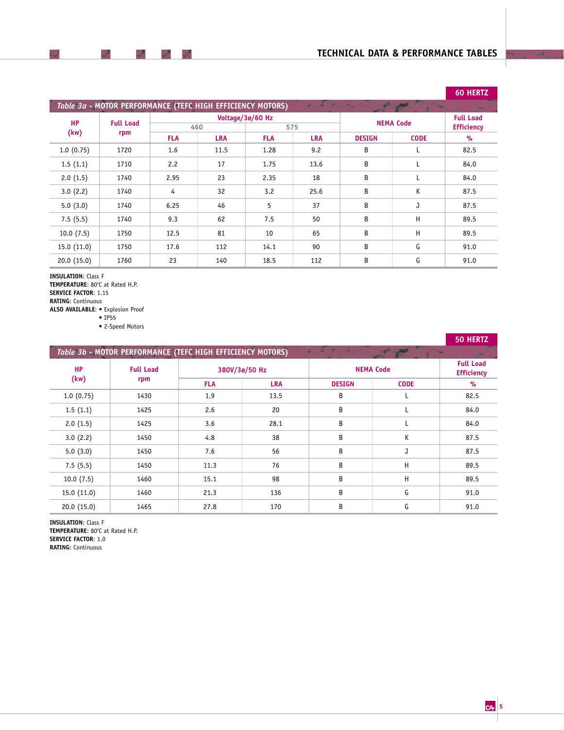## 60 HERTZ

### Table 3a - MOTOR PERFORMANCE (TEFC HIGH EFFICIENCY MOTORS)

| HP (kw) | Full Load rpm | Voltage/3ø/60 Hz 460 | | Voltage/3ø/60 Hz 575 | | NEMA Code | | Full Load Efficiency |
|---|---|---|---|---|---|---|---|---|
| | | FLA | LRA | FLA | LRA | DESIGN | CODE | % |
| 1.0 (0.75) | 1720 | 1.6 | 11.5 | 1.28 | 9.2 | B | L | 82.5 |
| 1.5 (1.1) | 1710 | 2.2 | 17 | 1.75 | 13.6 | B | L | 84.0 |
| 2.0 (1.5) | 1740 | 2.95 | 23 | 2.35 | 18 | B | L | 84.0 |
| 3.0 (2.2) | 1740 | 4 | 32 | 3.2 | 25.6 | B | K | 87.5 |
| 5.0 (3.0) | 1740 | 6.25 | 46 | 5 | 37 | B | J | 87.5 |
| 7.5 (5.5) | 1740 | 9.3 | 62 | 7.5 | 50 | B | H | 89.5 |
| 10.0 (7.5) | 1750 | 12.5 | 81 | 10 | 65 | B | H | 89.5 |
| 15.0 (11.0) | 1750 | 17.6 | 112 | 14.1 | 90 | B | G | 91.0 |
| 20.0 (15.0) | 1760 | 23 | 140 | 18.5 | 112 | B | G | 91.0 |

**INSULATION**: Class F
**TEMPERATURE**: 80°C at Rated H.P.
**SERVICE FACTOR**: 1.15
**RATING**: Continuous
**ALSO AVAILABLE**:
- Explosion Proof
- IP55
- 2-Speed Motors

## 50 HERTZ

### Table 3b - MOTOR PERFORMANCE (TEFC HIGH EFFICIENCY MOTORS)

| HP (kw) | Full Load rpm | 380V/3ø/50 Hz | | NEMA Code | | Full Load Efficiency |
|---|---|---|---|---|---|---|
| | | FLA | LRA | DESIGN | CODE | % |
| 1.0 (0.75) | 1430 | 1.9 | 13.5 | B | L | 82.5 |
| 1.5 (1.1) | 1425 | 2.6 | 20 | B | L | 84.0 |
| 2.0 (1.5) | 1425 | 3.6 | 28.1 | B | L | 84.0 |
| 3.0 (2.2) | 1450 | 4.8 | 38 | B | K | 87.5 |
| 5.0 (3.0) | 1450 | 7.6 | 56 | B | J | 87.5 |
| 7.5 (5.5) | 1450 | 11.3 | 76 | B | H | 89.5 |
| 10.0 (7.5) | 1460 | 15.1 | 98 | B | H | 89.5 |
| 15.0 (11.0) | 1460 | 21.3 | 136 | B | G | 91.0 |
| 20.0 (15.0) | 1465 | 27.8 | 170 | B | G | 91.0 |

**INSULATION**: Class F
**TEMPERATURE**: 80°C at Rated H.P.
**SERVICE FACTOR**: 1.0
**RATING**: Continuous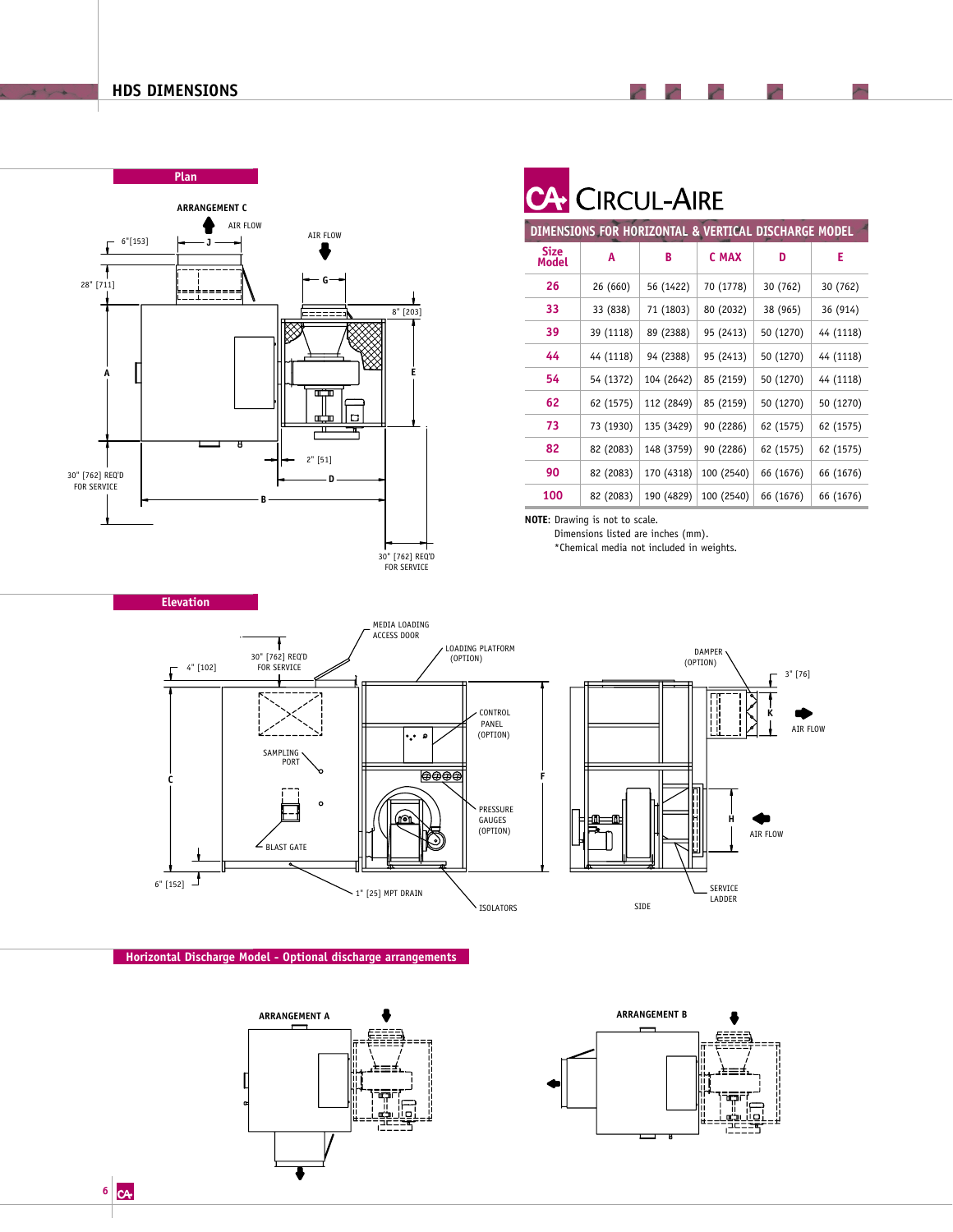## HDS DIMENSIONS

### Plan

ARRANGEMENT C

AIR FLOW

AIR FLOW

6"[153] J

28" [711]

G

8" [203]

A

E

2" [51]

D

30" [762] REQ'D FOR SERVICE

B

30" [762] REQ'D FOR SERVICE

## CIRCUL-AIRE

### DIMENSIONS FOR HORIZONTAL & VERTICAL DISCHARGE MODEL

| Size Model | A | B | C MAX | D | E |
|---|---|---|---|---|---|
| 26 | 26 (660) | 56 (1422) | 70 (1778) | 30 (762) | 30 (762) |
| 33 | 33 (838) | 71 (1803) | 80 (2032) | 38 (965) | 36 (914) |
| 39 | 39 (1118) | 89 (2388) | 95 (2413) | 50 (1270) | 44 (1118) |
| 44 | 44 (1118) | 94 (2388) | 95 (2413) | 50 (1270) | 44 (1118) |
| 54 | 54 (1372) | 104 (2642) | 85 (2159) | 50 (1270) | 44 (1118) |
| 62 | 62 (1575) | 112 (2849) | 85 (2159) | 50 (1270) | 50 (1270) |
| 73 | 73 (1930) | 135 (3429) | 90 (2286) | 62 (1575) | 62 (1575) |
| 82 | 82 (2083) | 148 (3759) | 90 (2286) | 62 (1575) | 62 (1575) |
| 90 | 82 (2083) | 170 (4318) | 100 (2540) | 66 (1676) | 66 (1676) |
| 100 | 82 (2083) | 190 (4829) | 100 (2540) | 66 (1676) | 66 (1676) |

**NOTE**: Drawing is not to scale.
Dimensions listed are inches (mm).
*Chemical media not included in weights.

### Elevation

4" [102]

30" [762] REQ'D FOR SERVICE

MEDIA LOADING ACCESS DOOR

LOADING PLATFORM (OPTION)

CONTROL PANEL (OPTION)

SAMPLING PORT

C

F

PRESSURE GAUGES (OPTION)

BLAST GATE

6" [152]

1" [25] MPT DRAIN

ISOLATORS

DAMPER (OPTION)

3" [76]

K

AIR FLOW

H

AIR FLOW

SIDE

SERVICE LADDER

### Horizontal Discharge Model - Optional discharge arrangements

ARRANGEMENT A

ARRANGEMENT B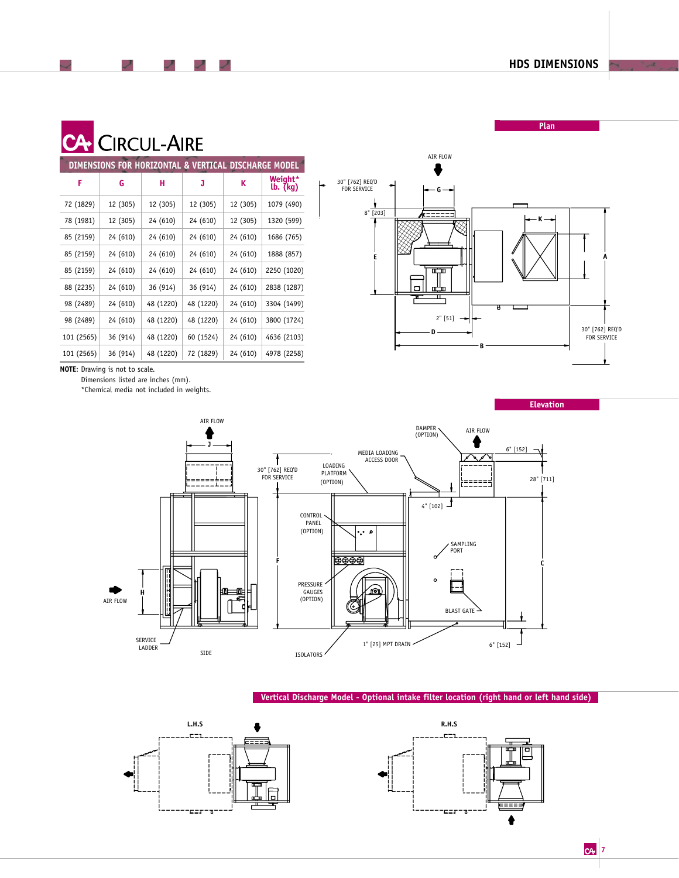## HDS DIMENSIONS

# CIRCUL-AIRE

### DIMENSIONS FOR HORIZONTAL & VERTICAL DISCHARGE MODEL

| F | G | H | J | K | Weight* lb. (kg) |
|---|---|---|---|---|---|
| 72 (1829) | 12 (305) | 12 (305) | 12 (305) | 12 (305) | 1079 (490) |
| 78 (1981) | 12 (305) | 24 (610) | 24 (610) | 12 (305) | 1320 (599) |
| 85 (2159) | 24 (610) | 24 (610) | 24 (610) | 24 (610) | 1686 (765) |
| 85 (2159) | 24 (610) | 24 (610) | 24 (610) | 24 (610) | 1888 (857) |
| 85 (2159) | 24 (610) | 24 (610) | 24 (610) | 24 (610) | 2250 (1020) |
| 88 (2235) | 24 (610) | 36 (914) | 36 (914) | 24 (610) | 2838 (1287) |
| 98 (2489) | 24 (610) | 48 (1220) | 48 (1220) | 24 (610) | 3304 (1499) |
| 98 (2489) | 24 (610) | 48 (1220) | 48 (1220) | 24 (610) | 3800 (1724) |
| 101 (2565) | 36 (914) | 48 (1220) | 60 (1524) | 24 (610) | 4636 (2103) |
| 101 (2565) | 36 (914) | 48 (1220) | 72 (1829) | 24 (610) | 4978 (2258) |

**NOTE**: Drawing is not to scale.
Dimensions listed are inches (mm).
*Chemical media not included in weights.

### Plan

AIR FLOW
30" [762] REQ'D FOR SERVICE
G
8" [203]
E
K
A
2" [51]
D
B
30" [762] REQ'D FOR SERVICE

### Elevation

AIR FLOW
J
30" [762] REQ'D FOR SERVICE
LOADING PLATFORM (OPTION)
MEDIA LOADING ACCESS DOOR
DAMPER (OPTION)
AIR FLOW
6" [152]
28" [711]
4" [102]
CONTROL PANEL (OPTION)
SAMPLING PORT
F
C
H
AIR FLOW
PRESSURE GAUGES (OPTION)
BLAST GATE
SERVICE LADDER
1" [25] MPT DRAIN
6" [152]
SIDE
ISOLATORS

### Vertical Discharge Model - Optional intake filter location (right hand or left hand side)

L.H.S

R.H.S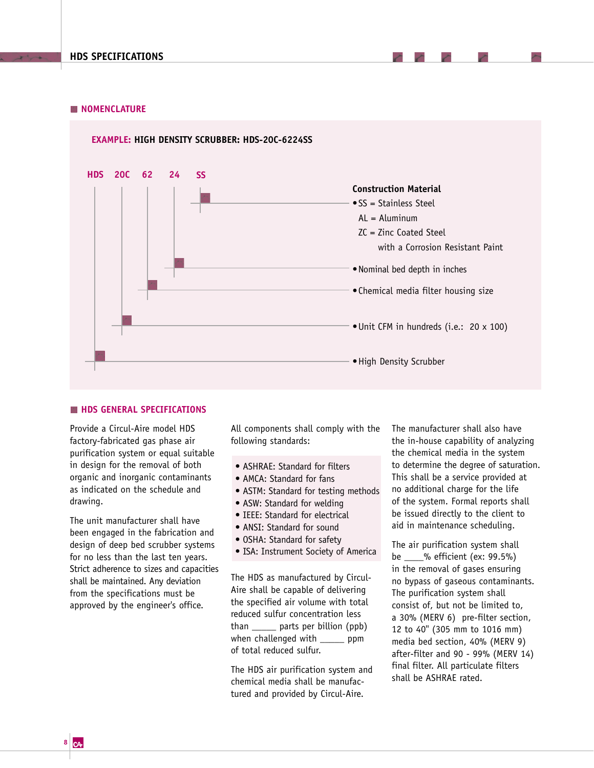## NOMENCLATURE

**EXAMPLE: HIGH DENSITY SCRUBBER: HDS-20C-6224SS**

HDS 20C 62 24 SS

- **SS** — **Construction Material**
  - SS = Stainless Steel
  - AL = Aluminum
  - ZC = Zinc Coated Steel with a Corrosion Resistant Paint
- **24** — Nominal bed depth in inches
- **62** — Chemical media filter housing size
- **20C** — Unit CFM in hundreds (i.e.: 20 x 100)
- **HDS** — High Density Scrubber

## HDS GENERAL SPECIFICATIONS

Provide a Circul-Aire model HDS factory-fabricated gas phase air purification system or equal suitable in design for the removal of both organic and inorganic contaminants as indicated on the schedule and drawing.

The unit manufacturer shall have been engaged in the fabrication and design of deep bed scrubber systems for no less than the last ten years. Strict adherence to sizes and capacities shall be maintained. Any deviation from the specifications must be approved by the engineer's office.

All components shall comply with the following standards:

- ASHRAE: Standard for filters
- AMCA: Standard for fans
- ASTM: Standard for testing methods
- ASW: Standard for welding
- IEEE: Standard for electrical
- ANSI: Standard for sound
- OSHA: Standard for safety
- ISA: Instrument Society of America

The HDS as manufactured by Circul-Aire shall be capable of delivering the specified air volume with total reduced sulfur concentration less than _____ parts per billion (ppb) when challenged with _____ ppm of total reduced sulfur.

The HDS air purification system and chemical media shall be manufactured and provided by Circul-Aire.

The manufacturer shall also have the in-house capability of analyzing the chemical media in the system to determine the degree of saturation. This shall be a service provided at no additional charge for the life of the system. Formal reports shall be issued directly to the client to aid in maintenance scheduling.

The air purification system shall be ____% efficient (ex: 99.5%) in the removal of gases ensuring no bypass of gaseous contaminants. The purification system shall consist of, but not be limited to, a 30% (MERV 6) pre-filter section, 12 to 40" (305 mm to 1016 mm) media bed section, 40% (MERV 9) after-filter and 90 - 99% (MERV 14) final filter. All particulate filters shall be ASHRAE rated.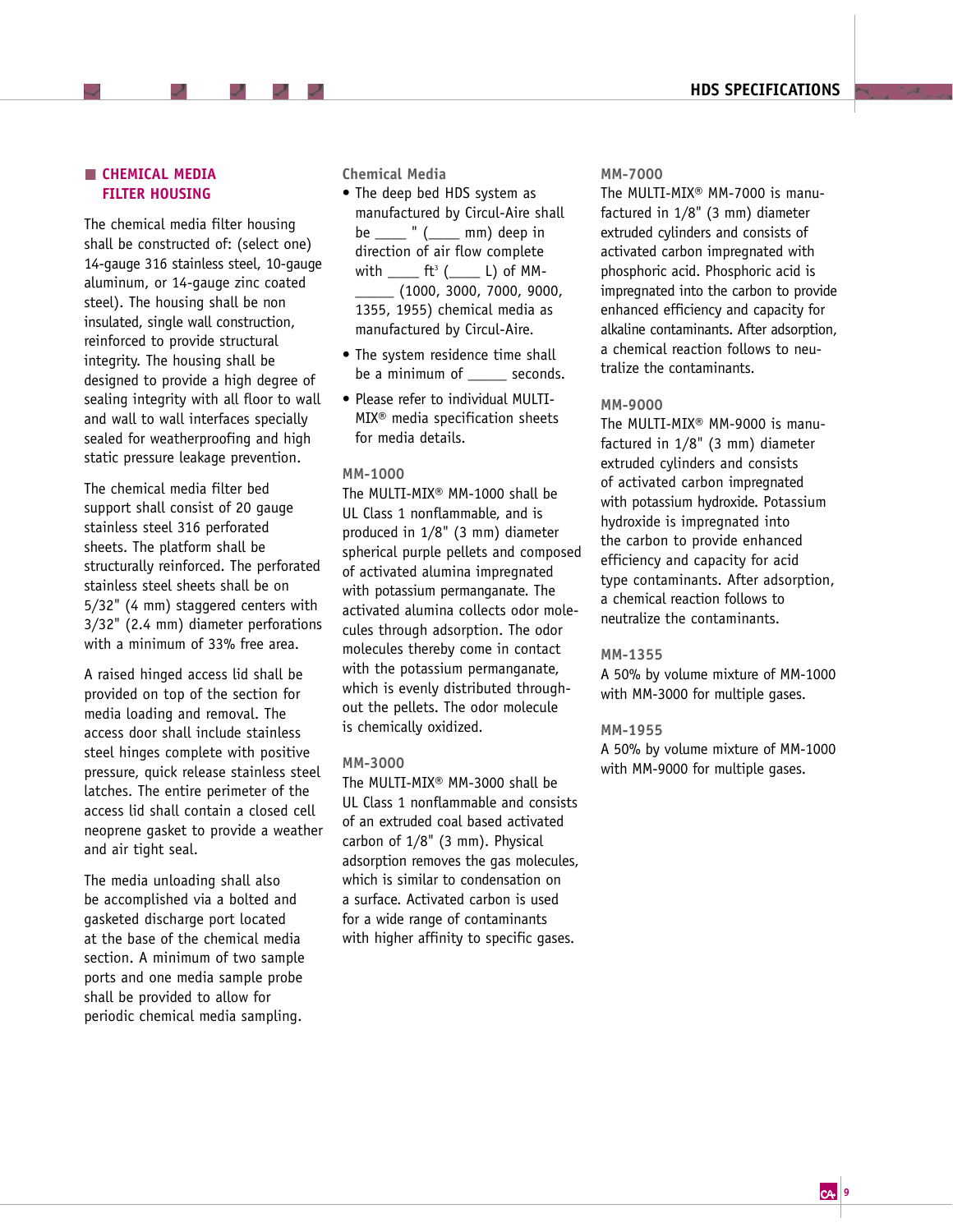## CHEMICAL MEDIA FILTER HOUSING

The chemical media filter housing shall be constructed of: (select one) 14-gauge 316 stainless steel, 10-gauge aluminum, or 14-gauge zinc coated steel). The housing shall be non insulated, single wall construction, reinforced to provide structural integrity. The housing shall be designed to provide a high degree of sealing integrity with all floor to wall and wall to wall interfaces specially sealed for weatherproofing and high static pressure leakage prevention.

The chemical media filter bed support shall consist of 20 gauge stainless steel 316 perforated sheets. The platform shall be structurally reinforced. The perforated stainless steel sheets shall be on 5/32" (4 mm) staggered centers with 3/32" (2.4 mm) diameter perforations with a minimum of 33% free area.

A raised hinged access lid shall be provided on top of the section for media loading and removal. The access door shall include stainless steel hinges complete with positive pressure, quick release stainless steel latches. The entire perimeter of the access lid shall contain a closed cell neoprene gasket to provide a weather and air tight seal.

The media unloading shall also be accomplished via a bolted and gasketed discharge port located at the base of the chemical media section. A minimum of two sample ports and one media sample probe shall be provided to allow for periodic chemical media sampling.

### Chemical Media

- The deep bed HDS system as manufactured by Circul-Aire shall be ____ " (____ mm) deep in direction of air flow complete with ____ ft$^3$ (____ L) of MM-_____ (1000, 3000, 7000, 9000, 1355, 1955) chemical media as manufactured by Circul-Aire.
- The system residence time shall be a minimum of _____ seconds.
- Please refer to individual MULTI-MIX® media specification sheets for media details.

### MM-1000

The MULTI-MIX® MM-1000 shall be UL Class 1 nonflammable, and is produced in 1/8" (3 mm) diameter spherical purple pellets and composed of activated alumina impregnated with potassium permanganate. The activated alumina collects odor molecules through adsorption. The odor molecules thereby come in contact with the potassium permanganate, which is evenly distributed throughout the pellets. The odor molecule is chemically oxidized.

### MM-3000

The MULTI-MIX® MM-3000 shall be UL Class 1 nonflammable and consists of an extruded coal based activated carbon of 1/8" (3 mm). Physical adsorption removes the gas molecules, which is similar to condensation on a surface. Activated carbon is used for a wide range of contaminants with higher affinity to specific gases.

### MM-7000

The MULTI-MIX® MM-7000 is manufactured in 1/8" (3 mm) diameter extruded cylinders and consists of activated carbon impregnated with phosphoric acid. Phosphoric acid is impregnated into the carbon to provide enhanced efficiency and capacity for alkaline contaminants. After adsorption, a chemical reaction follows to neutralize the contaminants.

### MM-9000

The MULTI-MIX® MM-9000 is manufactured in 1/8" (3 mm) diameter extruded cylinders and consists of activated carbon impregnated with potassium hydroxide. Potassium hydroxide is impregnated into the carbon to provide enhanced efficiency and capacity for acid type contaminants. After adsorption, a chemical reaction follows to neutralize the contaminants.

### MM-1355

A 50% by volume mixture of MM-1000 with MM-3000 for multiple gases.

### MM-1955

A 50% by volume mixture of MM-1000 with MM-9000 for multiple gases.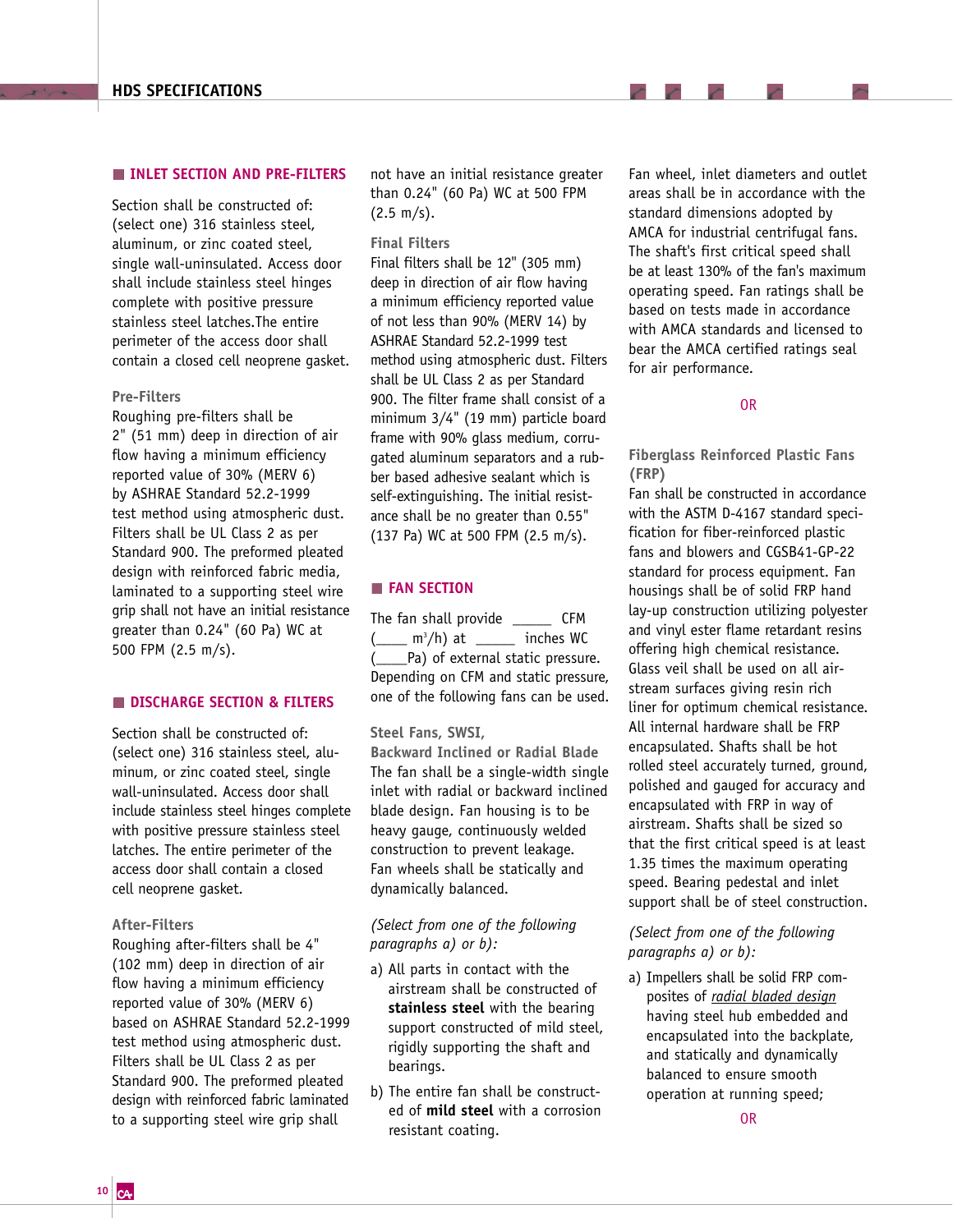## INLET SECTION AND PRE-FILTERS

Section shall be constructed of: (select one) 316 stainless steel, aluminum, or zinc coated steel, single wall-uninsulated. Access door shall include stainless steel hinges complete with positive pressure stainless steel latches.The entire perimeter of the access door shall contain a closed cell neoprene gasket.

### Pre-Filters

Roughing pre-filters shall be 2" (51 mm) deep in direction of air flow having a minimum efficiency reported value of 30% (MERV 6) by ASHRAE Standard 52.2-1999 test method using atmospheric dust. Filters shall be UL Class 2 as per Standard 900. The preformed pleated design with reinforced fabric media, laminated to a supporting steel wire grip shall not have an initial resistance greater than 0.24" (60 Pa) WC at 500 FPM (2.5 m/s).

## DISCHARGE SECTION & FILTERS

Section shall be constructed of: (select one) 316 stainless steel, aluminum, or zinc coated steel, single wall-uninsulated. Access door shall include stainless steel hinges complete with positive pressure stainless steel latches. The entire perimeter of the access door shall contain a closed cell neoprene gasket.

### After-Filters

Roughing after-filters shall be 4" (102 mm) deep in direction of air flow having a minimum efficiency reported value of 30% (MERV 6) based on ASHRAE Standard 52.2-1999 test method using atmospheric dust. Filters shall be UL Class 2 as per Standard 900. The preformed pleated design with reinforced fabric laminated to a supporting steel wire grip shall not have an initial resistance greater than 0.24" (60 Pa) WC at 500 FPM (2.5 m/s).

### Final Filters

Final filters shall be 12" (305 mm) deep in direction of air flow having a minimum efficiency reported value of not less than 90% (MERV 14) by ASHRAE Standard 52.2-1999 test method using atmospheric dust. Filters shall be UL Class 2 as per Standard 900. The filter frame shall consist of a minimum 3/4" (19 mm) particle board frame with 90% glass medium, corrugated aluminum separators and a rubber based adhesive sealant which is self-extinguishing. The initial resistance shall be no greater than 0.55" (137 Pa) WC at 500 FPM (2.5 m/s).

## FAN SECTION

The fan shall provide _____ CFM (____ m$^3$/h) at _____ inches WC (____Pa) of external static pressure. Depending on CFM and static pressure, one of the following fans can be used.

### Steel Fans, SWSI, Backward Inclined or Radial Blade

The fan shall be a single-width single inlet with radial or backward inclined blade design. Fan housing is to be heavy gauge, continuously welded construction to prevent leakage. Fan wheels shall be statically and dynamically balanced.

*(Select from one of the following paragraphs a) or b):*

a) All parts in contact with the airstream shall be constructed of **stainless steel** with the bearing support constructed of mild steel, rigidly supporting the shaft and bearings.

b) The entire fan shall be constructed of **mild steel** with a corrosion resistant coating.

Fan wheel, inlet diameters and outlet areas shall be in accordance with the standard dimensions adopted by AMCA for industrial centrifugal fans. The shaft's first critical speed shall be at least 130% of the fan's maximum operating speed. Fan ratings shall be based on tests made in accordance with AMCA standards and licensed to bear the AMCA certified ratings seal for air performance.

OR

### Fiberglass Reinforced Plastic Fans (FRP)

Fan shall be constructed in accordance with the ASTM D-4167 standard specification for fiber-reinforced plastic fans and blowers and CGSB41-GP-22 standard for process equipment. Fan housings shall be of solid FRP hand lay-up construction utilizing polyester and vinyl ester flame retardant resins offering high chemical resistance. Glass veil shall be used on all airstream surfaces giving resin rich liner for optimum chemical resistance. All internal hardware shall be FRP encapsulated. Shafts shall be hot rolled steel accurately turned, ground, polished and gauged for accuracy and encapsulated with FRP in way of airstream. Shafts shall be sized so that the first critical speed is at least 1.35 times the maximum operating speed. Bearing pedestal and inlet support shall be of steel construction.

*(Select from one of the following paragraphs a) or b):*

a) Impellers shall be solid FRP composites of *radial bladed design* having steel hub embedded and encapsulated into the backplate, and statically and dynamically balanced to ensure smooth operation at running speed;

OR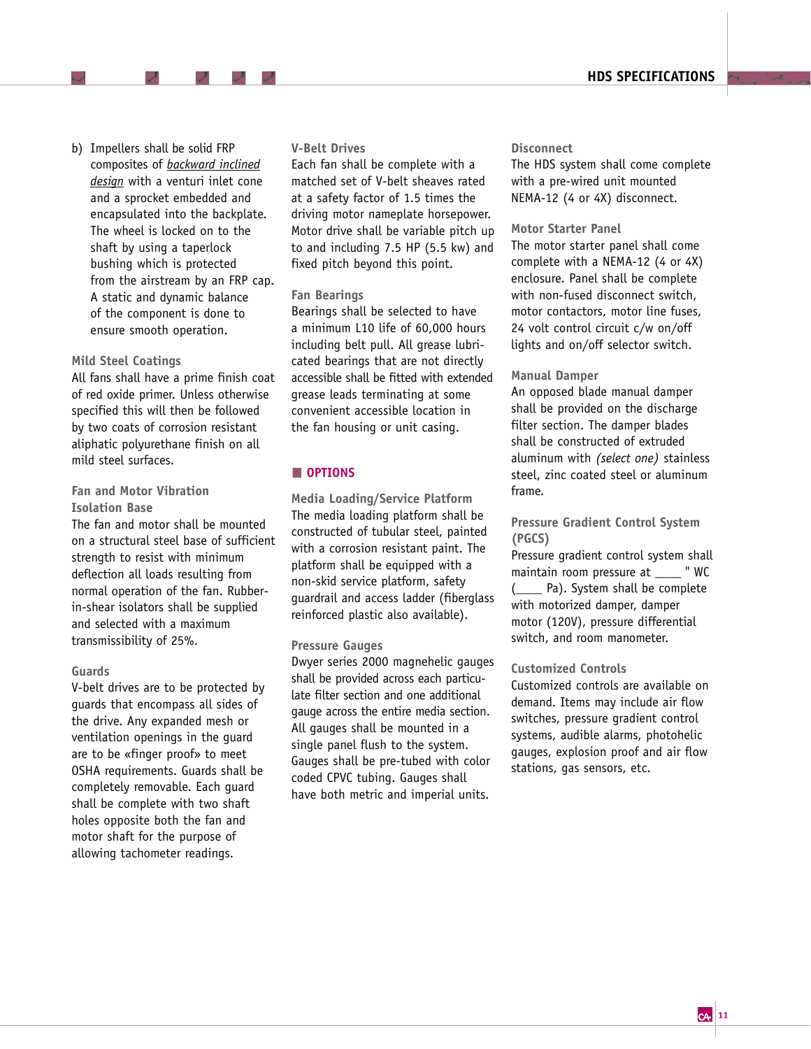b) Impellers shall be solid FRP composites of *backward inclined design* with a venturi inlet cone and a sprocket embedded and encapsulated into the backplate. The wheel is locked on to the shaft by using a taperlock bushing which is protected from the airstream by an FRP cap. A static and dynamic balance of the component is done to ensure smooth operation.

### Mild Steel Coatings

All fans shall have a prime finish coat of red oxide primer. Unless otherwise specified this will then be followed by two coats of corrosion resistant aliphatic polyurethane finish on all mild steel surfaces.

### Fan and Motor Vibration Isolation Base

The fan and motor shall be mounted on a structural steel base of sufficient strength to resist with minimum deflection all loads resulting from normal operation of the fan. Rubber-in-shear isolators shall be supplied and selected with a maximum transmissibility of 25%.

### Guards

V-belt drives are to be protected by guards that encompass all sides of the drive. Any expanded mesh or ventilation openings in the guard are to be «finger proof» to meet OSHA requirements. Guards shall be completely removable. Each guard shall be complete with two shaft holes opposite both the fan and motor shaft for the purpose of allowing tachometer readings.

### V-Belt Drives

Each fan shall be complete with a matched set of V-belt sheaves rated at a safety factor of 1.5 times the driving motor nameplate horsepower. Motor drive shall be variable pitch up to and including 7.5 HP (5.5 kw) and fixed pitch beyond this point.

### Fan Bearings

Bearings shall be selected to have a minimum L10 life of 60,000 hours including belt pull. All grease lubricated bearings that are not directly accessible shall be fitted with extended grease leads terminating at some convenient accessible location in the fan housing or unit casing.

## OPTIONS

### Media Loading/Service Platform

The media loading platform shall be constructed of tubular steel, painted with a corrosion resistant paint. The platform shall be equipped with a non-skid service platform, safety guardrail and access ladder (fiberglass reinforced plastic also available).

### Pressure Gauges

Dwyer series 2000 magnehelic gauges shall be provided across each particulate filter section and one additional gauge across the entire media section. All gauges shall be mounted in a single panel flush to the system. Gauges shall be pre-tubed with color coded CPVC tubing. Gauges shall have both metric and imperial units.

### Disconnect

The HDS system shall come complete with a pre-wired unit mounted NEMA-12 (4 or 4X) disconnect.

### Motor Starter Panel

The motor starter panel shall come complete with a NEMA-12 (4 or 4X) enclosure. Panel shall be complete with non-fused disconnect switch, motor contactors, motor line fuses, 24 volt control circuit c/w on/off lights and on/off selector switch.

### Manual Damper

An opposed blade manual damper shall be provided on the discharge filter section. The damper blades shall be constructed of extruded aluminum with *(select one)* stainless steel, zinc coated steel or aluminum frame.

### Pressure Gradient Control System (PGCS)

Pressure gradient control system shall maintain room pressure at ____ " WC (____ Pa). System shall be complete with motorized damper, damper motor (120V), pressure differential switch, and room manometer.

### Customized Controls

Customized controls are available on demand. Items may include air flow switches, pressure gradient control systems, audible alarms, photohelic gauges, explosion proof and air flow stations, gas sensors, etc.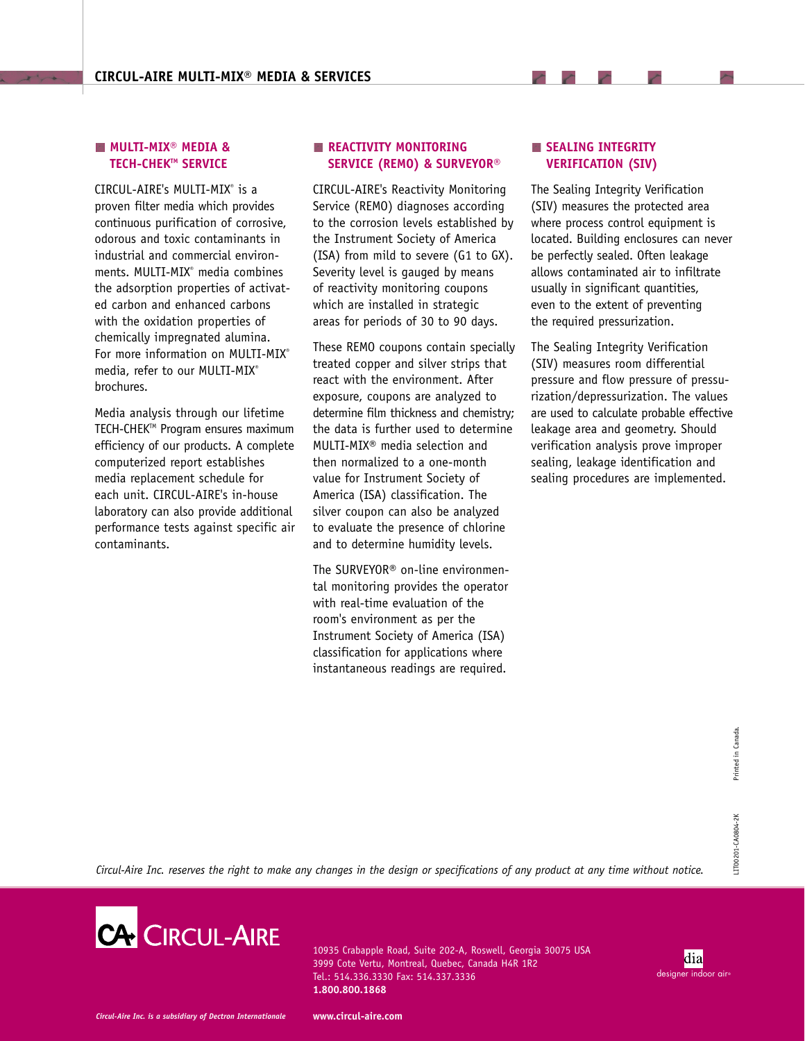## MULTI-MIX® MEDIA & TECH-CHEK™ SERVICE

CIRCUL-AIRE's MULTI-MIX® is a proven filter media which provides continuous purification of corrosive, odorous and toxic contaminants in industrial and commercial environments. MULTI-MIX® media combines the adsorption properties of activated carbon and enhanced carbons with the oxidation properties of chemically impregnated alumina. For more information on MULTI-MIX® media, refer to our MULTI-MIX® brochures.

Media analysis through our lifetime TECH-CHEK™ Program ensures maximum efficiency of our products. A complete computerized report establishes media replacement schedule for each unit. CIRCUL-AIRE's in-house laboratory can also provide additional performance tests against specific air contaminants.

## REACTIVITY MONITORING SERVICE (REMO) & SURVEYOR®

CIRCUL-AIRE's Reactivity Monitoring Service (REMO) diagnoses according to the corrosion levels established by the Instrument Society of America (ISA) from mild to severe (G1 to GX). Severity level is gauged by means of reactivity monitoring coupons which are installed in strategic areas for periods of 30 to 90 days.

These REMO coupons contain specially treated copper and silver strips that react with the environment. After exposure, coupons are analyzed to determine film thickness and chemistry; the data is further used to determine MULTI-MIX® media selection and then normalized to a one-month value for Instrument Society of America (ISA) classification. The silver coupon can also be analyzed to evaluate the presence of chlorine and to determine humidity levels.

The SURVEYOR® on-line environmental monitoring provides the operator with real-time evaluation of the room's environment as per the Instrument Society of America (ISA) classification for applications where instantaneous readings are required.

## SEALING INTEGRITY VERIFICATION (SIV)

The Sealing Integrity Verification (SIV) measures the protected area where process control equipment is located. Building enclosures can never be perfectly sealed. Often leakage allows contaminated air to infiltrate usually in significant quantities, even to the extent of preventing the required pressurization.

The Sealing Integrity Verification (SIV) measures room differential pressure and flow pressure of pressurization/depressurization. The values are used to calculate probable effective leakage area and geometry. Should verification analysis prove improper sealing, leakage identification and sealing procedures are implemented.

*Circul-Aire Inc. reserves the right to make any changes in the design or specifications of any product at any time without notice.*

LIT00201-CA0804-2K

Printed in Canada.

CA CIRCUL-AIRE

10935 Crabapple Road, Suite 202-A, Roswell, Georgia 30075 USA
3999 Cote Vertu, Montreal, Quebec, Canada H4R 1R2
Tel.: 514.336.3330 Fax: 514.337.3336
**1.800.800.1868**

dia designer indoor air®

*Circul-Aire Inc. is a subsidiary of Dectron Internationale*

**www.circul-aire.com**